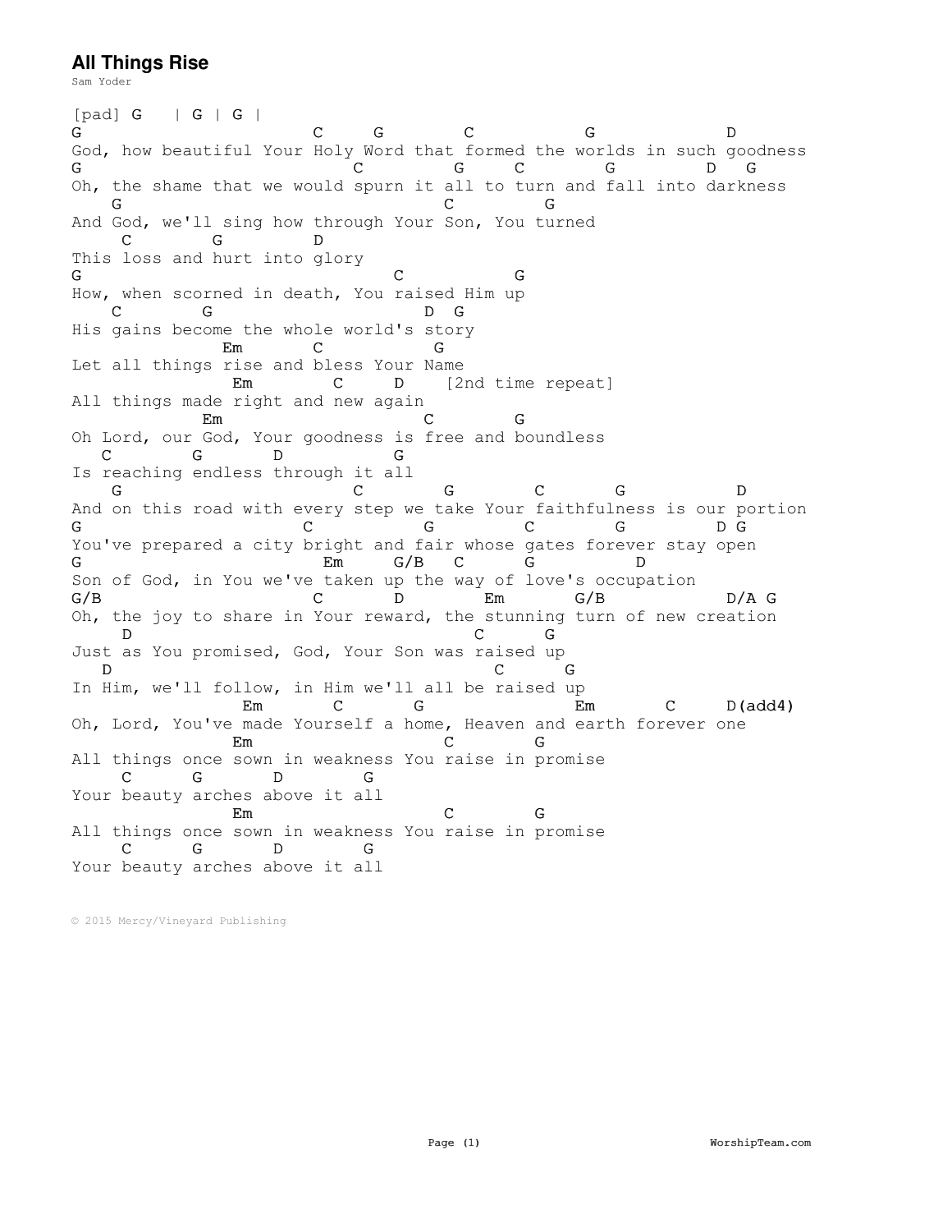# All Things Rise

Sam Yoder

```
[pad] G   | G | G |
G                    C     G        C           G            D
God, how beautiful Your Holy Word that formed the worlds in such goodness
G                       C        G     C       G         D   G
Oh, the shame that we would spurn it all to turn and fall into darkness
   G                              C        G
And God, we'll sing how through Your Son, You turned
    C        G         D
This loss and hurt into glory
G                          C           G
How, when scorned in death, You raised Him up
   C        G                   D  G
His gains become the whole world's story
             Em       C          G
Let all things rise and bless Your Name
              Em        C     D    [2nd time repeat]
All things made right and new again
           Em                    C        G
Oh Lord, our God, Your goodness is free and boundless
  C       G       D          G
Is reaching endless through it all
   G                     C       G        C       G           D
And on this road with every step we take Your faithfulness is our portion
G                   C          G          C        G         D G
You've prepared a city bright and fair whose gates forever stay open
G                        Em     G/B   C       G          D
Son of God, in You we've taken up the way of love's occupation
G/B                    C       D        Em       G/B            D/A G
Oh, the joy to share in Your reward, the stunning turn of new creation
    D                                   C      G
Just as You promised, God, Your Son was raised up
  D                                       C      G
In Him, we'll follow, in Him we'll all be raised up
              Em       C       G                Em       C     D(add4)
Oh, Lord, You've made Yourself a home, Heaven and earth forever one
              Em                   C       G
All things once sown in weakness You raise in promise
    C      G       D       G
Your beauty arches above it all
              Em                   C       G
All things once sown in weakness You raise in promise
    C      G       D       G
Your beauty arches above it all
```

© 2015 Mercy/Vineyard Publishing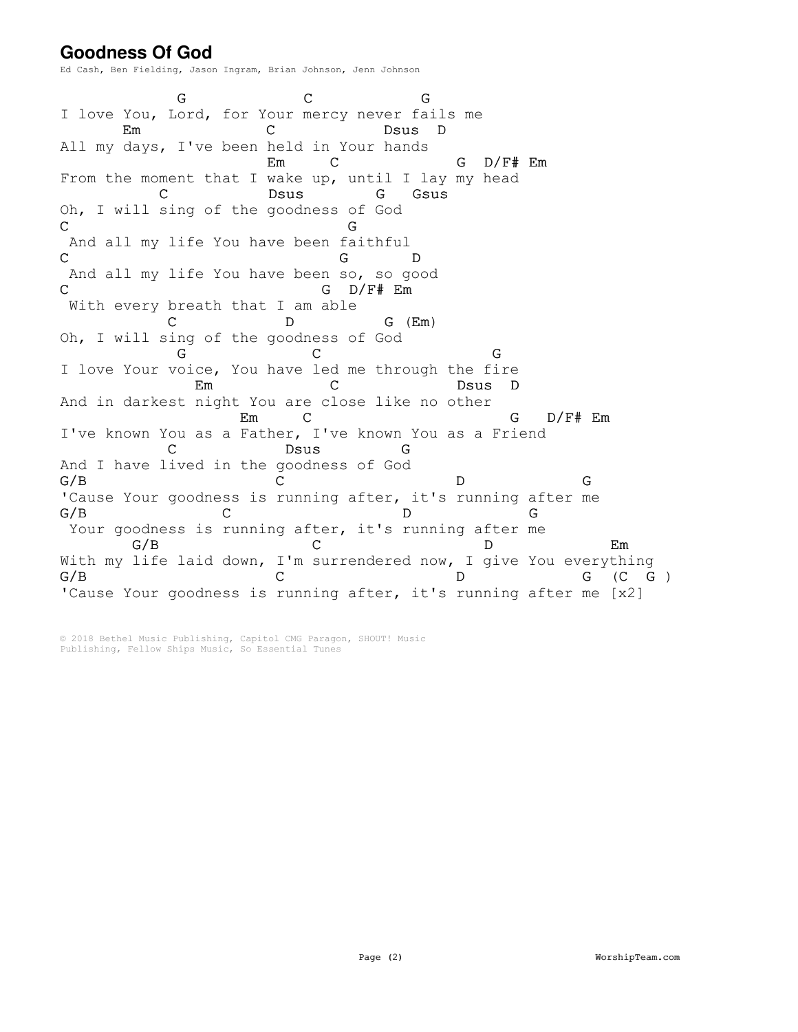# Goodness Of God

Ed Cash, Ben Fielding, Jason Ingram, Brian Johnson, Jenn Johnson

```
             G             C           G
I love You, Lord, for Your mercy never fails me
       Em              C            Dsus  D
All my days, I've been held in Your hands
                      Em     C               G  D/F# Em
From the moment that I wake up, until I lay my head
          C           Dsus        G   Gsus
Oh, I will sing of the goodness of God
C                              G
 And all my life You have been faithful
C                             G       D
 And all my life You have been so, so good
C                           G  D/F# Em
 With every breath that I am able
           C          D          G (Em)
Oh, I will sing of the goodness of God
            G             C              G
I love Your voice, You have led me through the fire
              Em           C            Dsus  D
And in darkest night You are close like no other
                   Em     C                    G   D/F# Em
I've known You as a Father, I've known You as a Friend
           C          Dsus        G
And I have lived in the goodness of God
G/B                     C                   D             G
'Cause Your goodness is running after, it's running after me
G/B              C                  D            G
 Your goodness is running after, it's running after me
       G/B                C                  D             Em
With my life laid down, I'm surrendered now, I give You everything
G/B                     C                   D             G  (C  G )
'Cause Your goodness is running after, it's running after me [x2]
```

© 2018 Bethel Music Publishing, Capitol CMG Paragon, SHOUT! Music Publishing, Fellow Ships Music, So Essential Tunes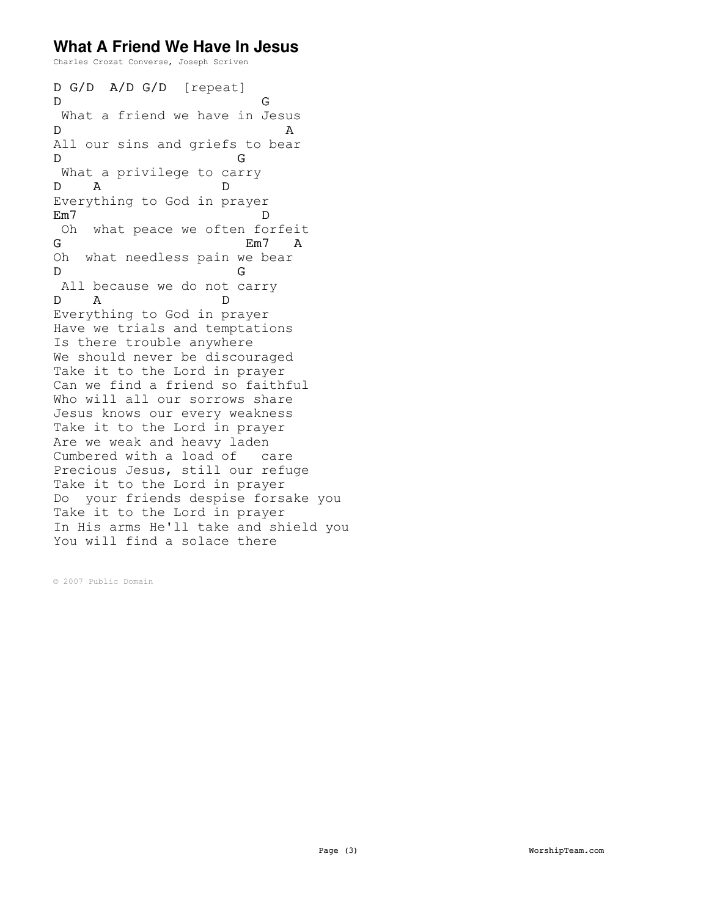# What A Friend We Have In Jesus

Charles Crozat Converse, Joseph Scriven

```
D G/D  A/D G/D  [repeat]
D                         G
 What a friend we have in Jesus
D                            A
All our sins and griefs to bear
D                      G
 What a privilege to carry
D    A              D
Everything to God in prayer
Em7                        D
 Oh  what peace we often forfeit
G                        Em7   A
Oh  what needless pain we bear
D                      G
 All because we do not carry
D    A              D
Everything to God in prayer
Have we trials and temptations
Is there trouble anywhere
We should never be discouraged
Take it to the Lord in prayer
Can we find a friend so faithful
Who will all our sorrows share
Jesus knows our every weakness
Take it to the Lord in prayer
Are we weak and heavy laden
Cumbered with a load of   care
Precious Jesus, still our refuge
Take it to the Lord in prayer
Do  your friends despise forsake you
Take it to the Lord in prayer
In His arms He'll take and shield you
You will find a solace there
```

© 2007 Public Domain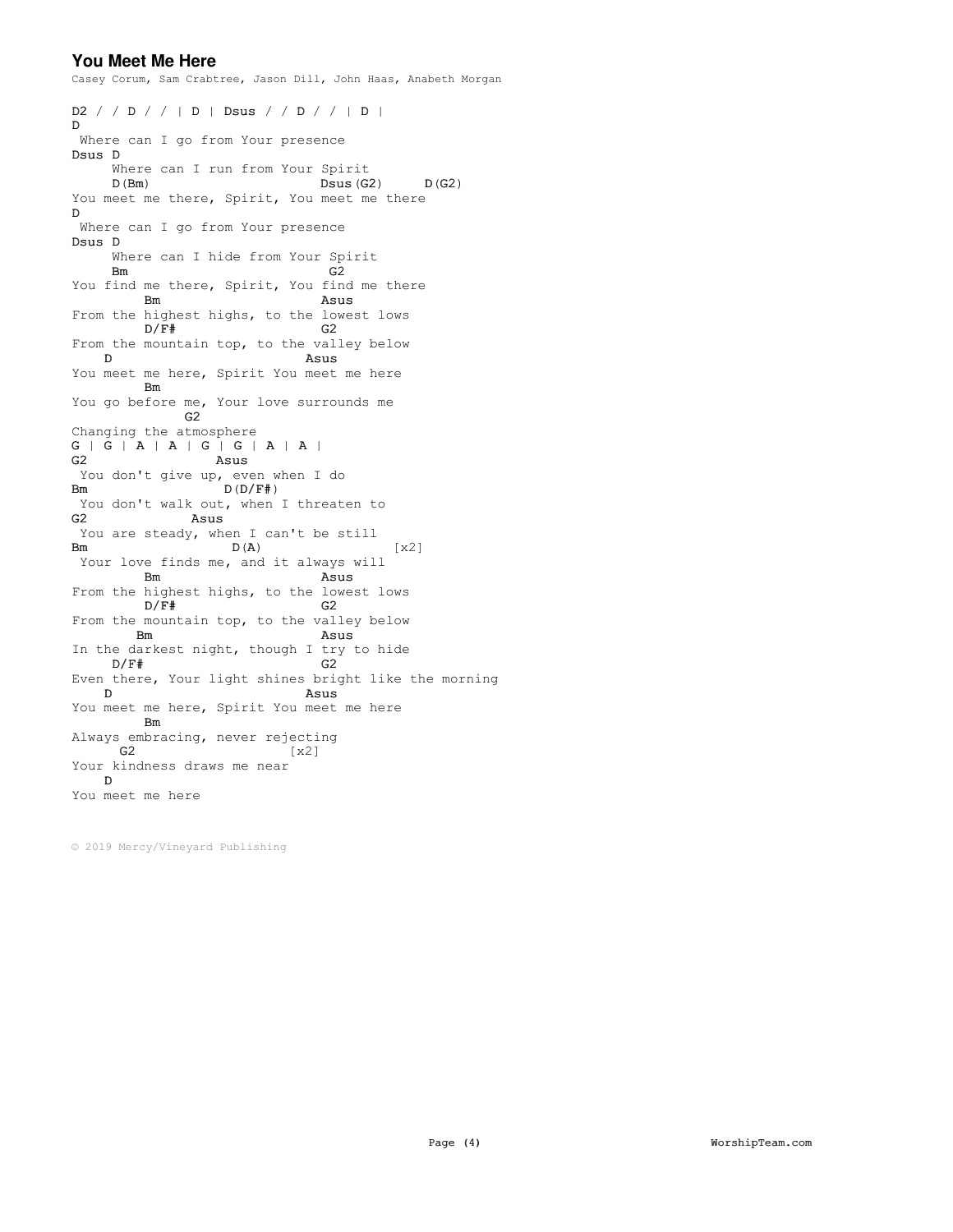### You Meet Me Here

Casey Corum, Sam Crabtree, Jason Dill, John Haas, Anabeth Morgan

```
D2 / / D / / | D | Dsus / / D / / | D |
D
 Where can I go from Your presence
Dsus D
     Where can I run from Your Spirit
     D(Bm)                      Dsus(G2)      D(G2)
You meet me there, Spirit, You meet me there
D
 Where can I go from Your presence
Dsus D
     Where can I hide from Your Spirit
     Bm                         G2
You find me there, Spirit, You find me there
         Bm                     Asus
From the highest highs, to the lowest lows
         D/F#                  G2
From the mountain top, to the valley below
    D                     Asus
You meet me here, Spirit You meet me here
         Bm
You go before me, Your love surrounds me
              G2
Changing the atmosphere
G | G | A | A | G | G | A | A |
G2                 Asus
 You don't give up, even when I do
Bm                 D(D/F#)
 You don't walk out, when I threaten to
G2              Asus
 You are steady, when I can't be still
Bm                  D(A)                  [x2]
 Your love finds me, and it always will
         Bm                     Asus
From the highest highs, to the lowest lows
         D/F#                  G2
From the mountain top, to the valley below
        Bm                      Asus
In the darkest night, though I try to hide
     D/F#                      G2
Even there, Your light shines bright like the morning
    D                     Asus
You meet me here, Spirit You meet me here
         Bm
Always embracing, never rejecting
      G2                   [x2]
Your kindness draws me near
    D
You meet me here
```

© 2019 Mercy/Vineyard Publishing